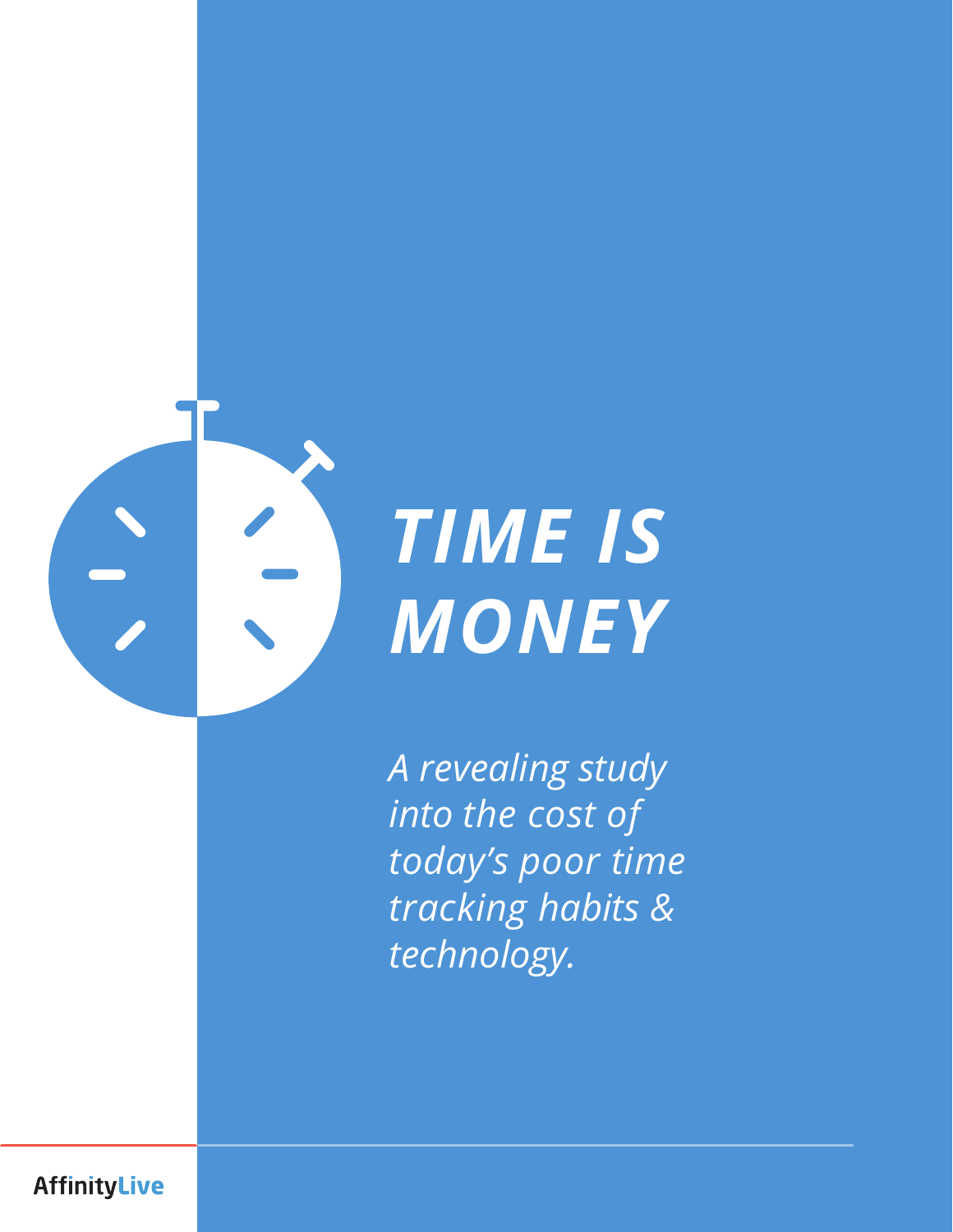# *TIME IS MONEY*

*A revealing study into the cost of today's poor time tracking habits & technology.*

AffinityLive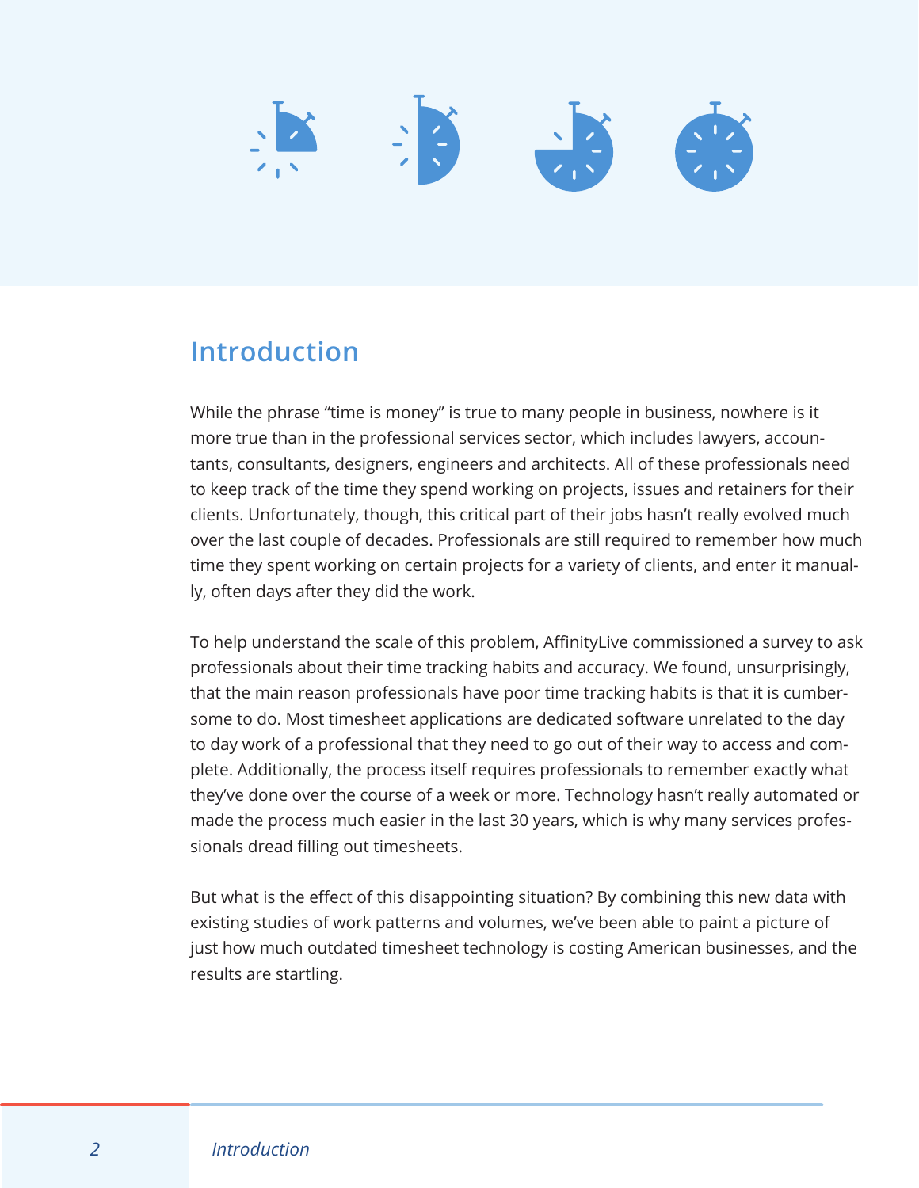# Introduction

While the phrase "time is money" is true to many people in business, nowhere is it more true than in the professional services sector, which includes lawyers, accountants, consultants, designers, engineers and architects. All of these professionals need to keep track of the time they spend working on projects, issues and retainers for their clients. Unfortunately, though, this critical part of their jobs hasn't really evolved much over the last couple of decades. Professionals are still required to remember how much time they spent working on certain projects for a variety of clients, and enter it manually, often days after they did the work.

To help understand the scale of this problem, AffinityLive commissioned a survey to ask professionals about their time tracking habits and accuracy. We found, unsurprisingly, that the main reason professionals have poor time tracking habits is that it is cumbersome to do. Most timesheet applications are dedicated software unrelated to the day to day work of a professional that they need to go out of their way to access and complete. Additionally, the process itself requires professionals to remember exactly what they've done over the course of a week or more. Technology hasn't really automated or made the process much easier in the last 30 years, which is why many services professionals dread filling out timesheets.

But what is the effect of this disappointing situation? By combining this new data with existing studies of work patterns and volumes, we've been able to paint a picture of just how much outdated timesheet technology is costing American businesses, and the results are startling.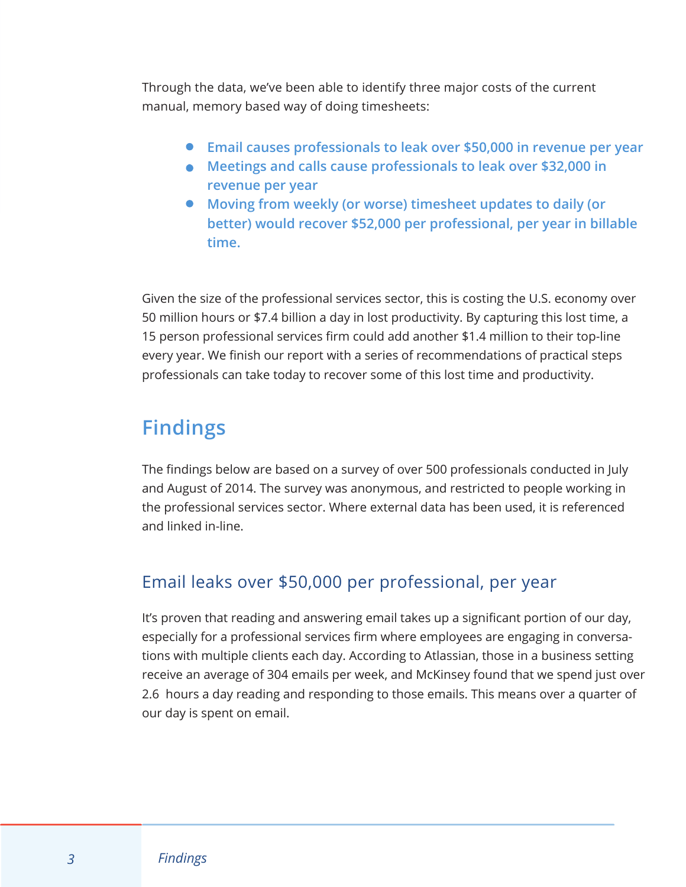Through the data, we've been able to identify three major costs of the current manual, memory based way of doing timesheets:

- **Email causes professionals to leak over $50,000 in revenue per year**
- **Meetings and calls cause professionals to leak over $32,000 in revenue per year**
- **Moving from weekly (or worse) timesheet updates to daily (or better) would recover $52,000 per professional, per year in billable time.**

Given the size of the professional services sector, this is costing the U.S. economy over 50 million hours or $7.4 billion a day in lost productivity. By capturing this lost time, a 15 person professional services firm could add another $1.4 million to their top-line every year. We finish our report with a series of recommendations of practical steps professionals can take today to recover some of this lost time and productivity.

# Findings

The findings below are based on a survey of over 500 professionals conducted in July and August of 2014. The survey was anonymous, and restricted to people working in the professional services sector. Where external data has been used, it is referenced and linked in-line.

## Email leaks over $50,000 per professional, per year

It's proven that reading and answering email takes up a significant portion of our day, especially for a professional services firm where employees are engaging in conversations with multiple clients each day. According to Atlassian, those in a business setting receive an average of 304 emails per week, and McKinsey found that we spend just over 2.6 hours a day reading and responding to those emails. This means over a quarter of our day is spent on email.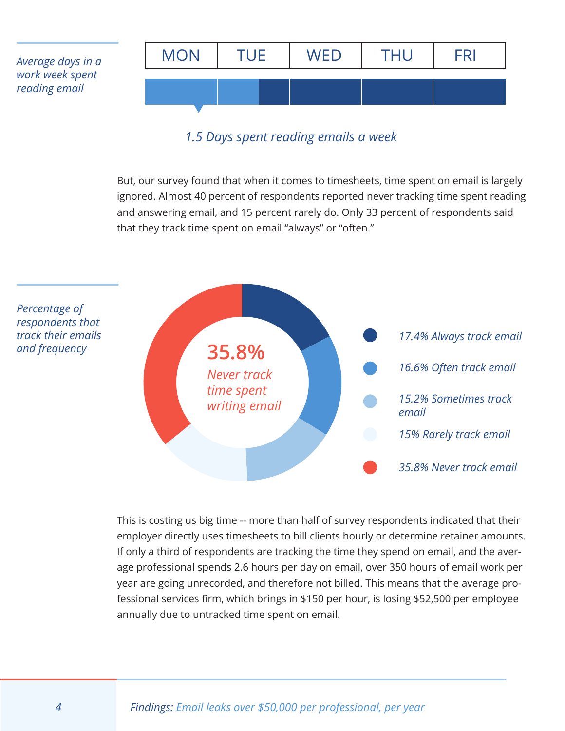*Average days in a work week spent reading email*

| MON | TUE | WED | THU | FRI |
|---|---|---|---|---|

*1.5 Days spent reading emails a week*

But, our survey found that when it comes to timesheets, time spent on email is largely ignored. Almost 40 percent of respondents reported never tracking time spent reading and answering email, and 15 percent rarely do. Only 33 percent of respondents said that they track time spent on email "always" or "often."

*Percentage of respondents that track their emails and frequency*

**35.8%** *Never track time spent writing email*

- *17.4% Always track email*
- *16.6% Often track email*
- *15.2% Sometimes track email*
- *15% Rarely track email*
- *35.8% Never track email*

This is costing us big time -- more than half of survey respondents indicated that their employer directly uses timesheets to bill clients hourly or determine retainer amounts. If only a third of respondents are tracking the time they spend on email, and the average professional spends 2.6 hours per day on email, over 350 hours of email work per year are going unrecorded, and therefore not billed. This means that the average professional services firm, which brings in $150 per hour, is losing $52,500 per employee annually due to untracked time spent on email.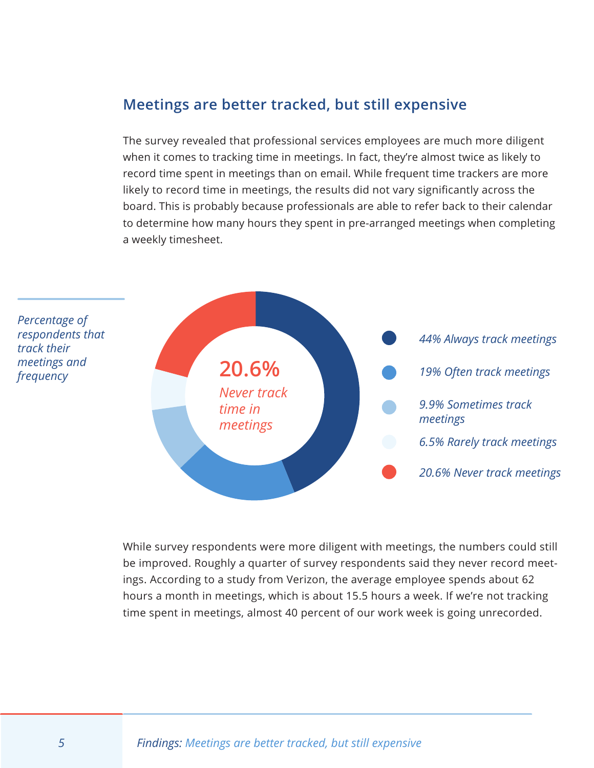## Meetings are better tracked, but still expensive

The survey revealed that professional services employees are much more diligent when it comes to tracking time in meetings. In fact, they're almost twice as likely to record time spent in meetings than on email. While frequent time trackers are more likely to record time in meetings, the results did not vary significantly across the board. This is probably because professionals are able to refer back to their calendar to determine how many hours they spent in pre-arranged meetings when completing a weekly timesheet.

*Percentage of respondents that track their meetings and frequency*

**20.6%** *Never track time in meetings*

- *44% Always track meetings*
- *19% Often track meetings*
- *9.9% Sometimes track meetings*
- *6.5% Rarely track meetings*
- *20.6% Never track meetings*

While survey respondents were more diligent with meetings, the numbers could still be improved. Roughly a quarter of survey respondents said they never record meetings. According to a study from Verizon, the average employee spends about 62 hours a month in meetings, which is about 15.5 hours a week. If we're not tracking time spent in meetings, almost 40 percent of our work week is going unrecorded.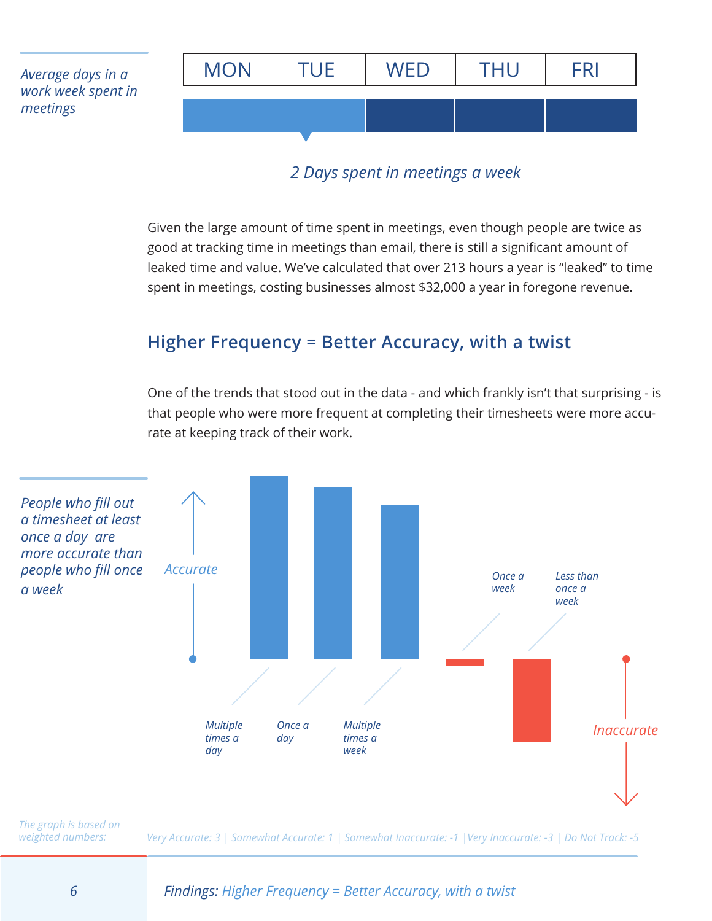*Average days in a work week spent in meetings*

MON | TUE | WED | THU | FRI

*2 Days spent in meetings a week*

Given the large amount of time spent in meetings, even though people are twice as good at tracking time in meetings than email, there is still a significant amount of leaked time and value. We've calculated that over 213 hours a year is "leaked" to time spent in meetings, costing businesses almost $32,000 a year in foregone revenue.

## Higher Frequency = Better Accuracy, with a twist

One of the trends that stood out in the data - and which frankly isn't that surprising - is that people who were more frequent at completing their timesheets were more accurate at keeping track of their work.

*People who fill out a timesheet at least once a day are more accurate than people who fill once a week*

*Accurate*

*Multiple times a day* | *Once a day* | *Multiple times a week* | *Once a week* | *Less than once a week*

*Inaccurate*

*The graph is based on weighted numbers:* *Very Accurate: 3 | Somewhat Accurate: 1 | Somewhat Inaccurate: -1 | Very Inaccurate: -3 | Do Not Track: -5*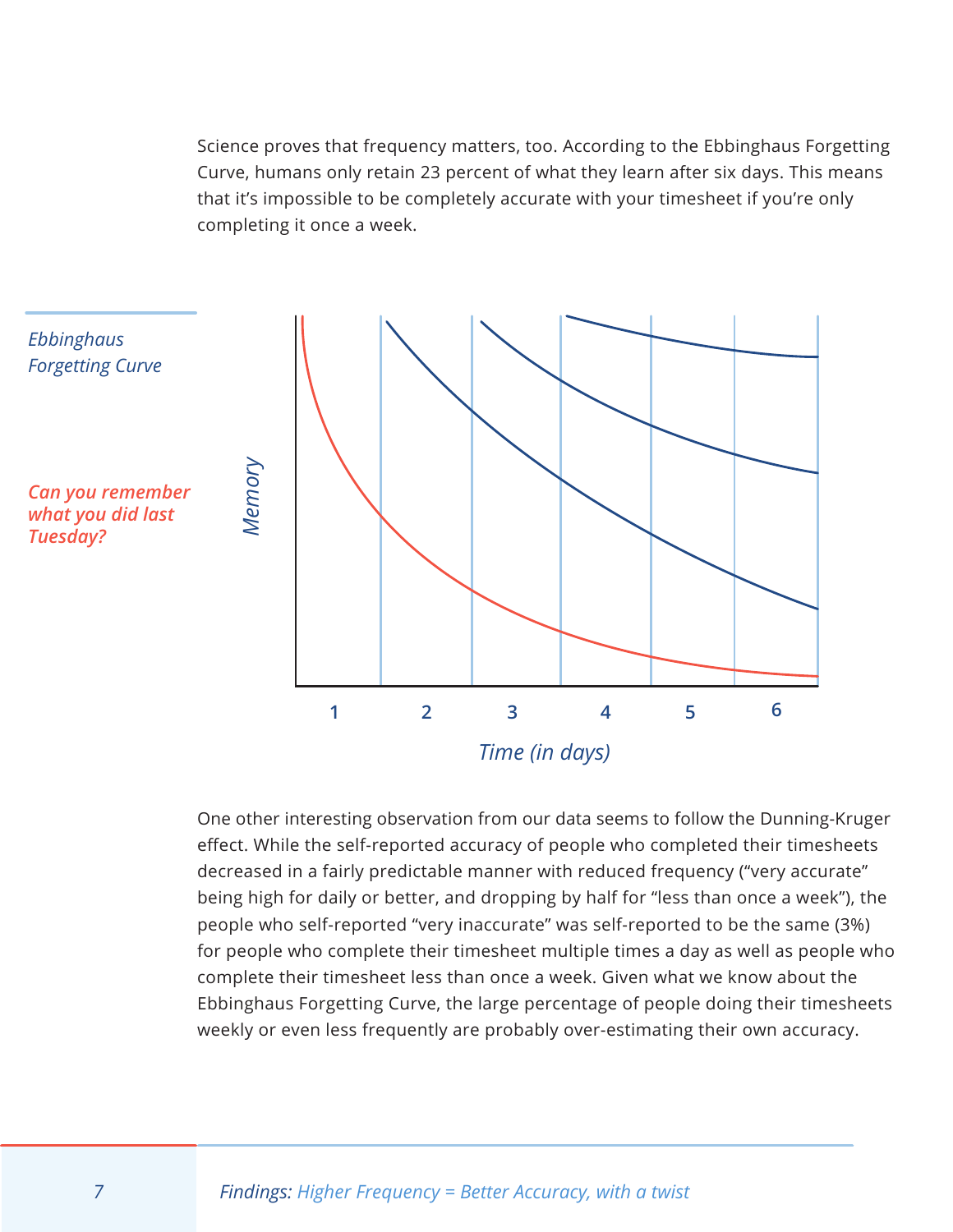Science proves that frequency matters, too. According to the Ebbinghaus Forgetting Curve, humans only retain 23 percent of what they learn after six days. This means that it's impossible to be completely accurate with your timesheet if you're only completing it once a week.

*Ebbinghaus Forgetting Curve*

*Can you remember what you did last Tuesday?*

One other interesting observation from our data seems to follow the Dunning-Kruger effect. While the self-reported accuracy of people who completed their timesheets decreased in a fairly predictable manner with reduced frequency ("very accurate" being high for daily or better, and dropping by half for "less than once a week"), the people who self-reported "very inaccurate" was self-reported to be the same (3%) for people who complete their timesheet multiple times a day as well as people who complete their timesheet less than once a week. Given what we know about the Ebbinghaus Forgetting Curve, the large percentage of people doing their timesheets weekly or even less frequently are probably over-estimating their own accuracy.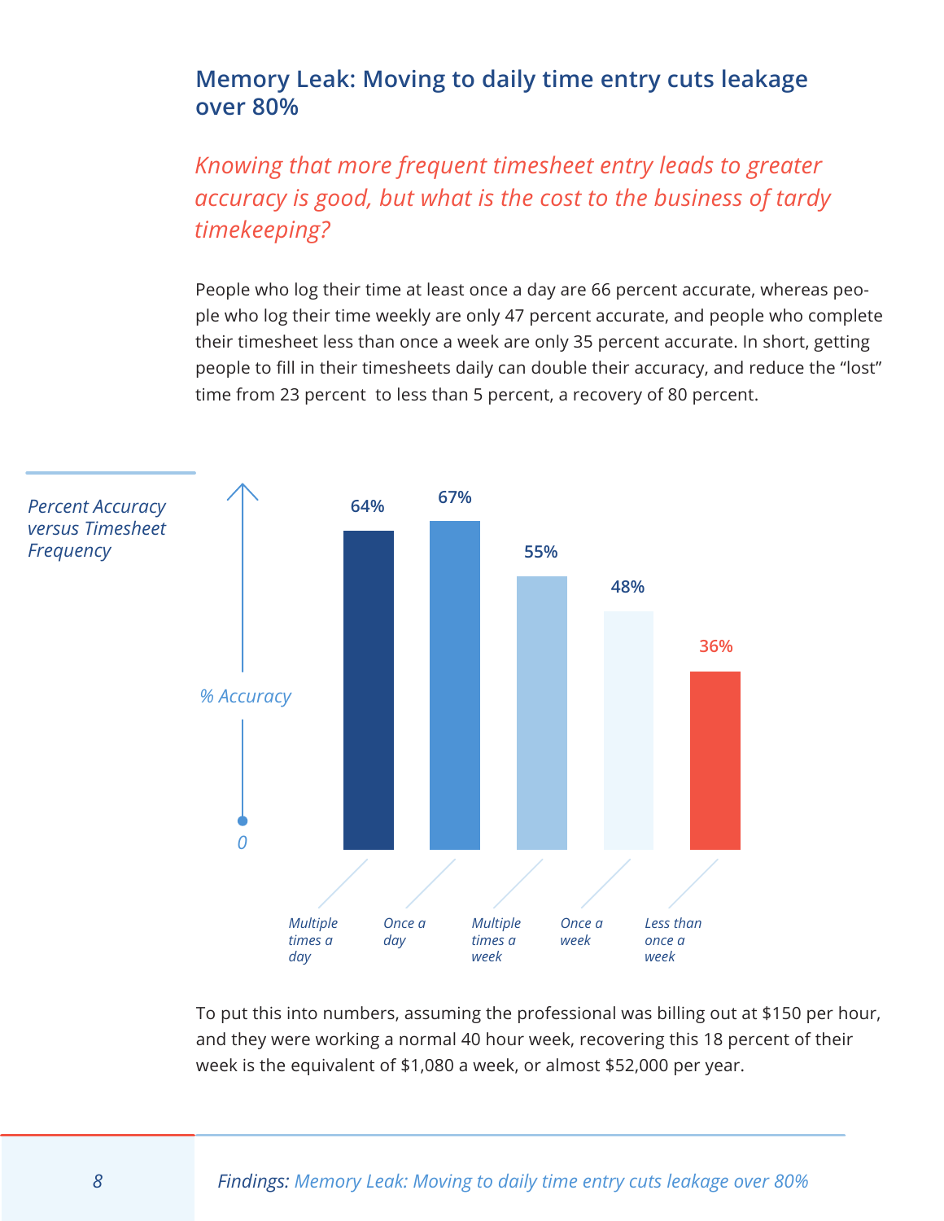## Memory Leak: Moving to daily time entry cuts leakage over 80%

*Knowing that more frequent timesheet entry leads to greater accuracy is good, but what is the cost to the business of tardy timekeeping?*

People who log their time at least once a day are 66 percent accurate, whereas people who log their time weekly are only 47 percent accurate, and people who complete their timesheet less than once a week are only 35 percent accurate. In short, getting people to fill in their timesheets daily can double their accuracy, and reduce the "lost" time from 23 percent to less than 5 percent, a recovery of 80 percent.

*Percent Accuracy versus Timesheet Frequency*

| Timesheet Frequency | % Accuracy |
| --- | --- |
| Multiple times a day | 64% |
| Once a day | 67% |
| Multiple times a week | 55% |
| Once a week | 48% |
| Less than once a week | 36% |

To put this into numbers, assuming the professional was billing out at $150 per hour, and they were working a normal 40 hour week, recovering this 18 percent of their week is the equivalent of $1,080 a week, or almost $52,000 per year.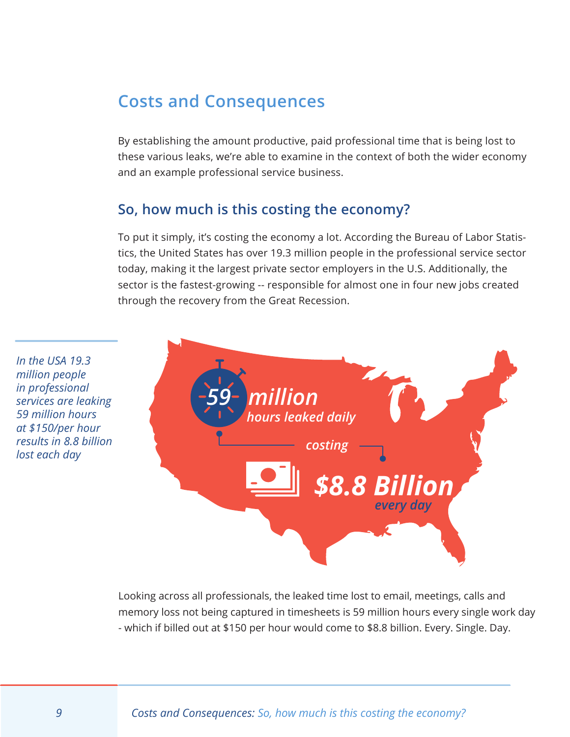## Costs and Consequences

By establishing the amount productive, paid professional time that is being lost to these various leaks, we're able to examine in the context of both the wider economy and an example professional service business.

### So, how much is this costing the economy?

To put it simply, it's costing the economy a lot. According the Bureau of Labor Statistics, the United States has over 19.3 million people in the professional service sector today, making it the largest private sector employers in the U.S. Additionally, the sector is the fastest-growing -- responsible for almost one in four new jobs created through the recovery from the Great Recession.

*In the USA 19.3 million people in professional services are leaking 59 million hours at $150/per hour results in 8.8 billion lost each day*

**59 million** *hours leaked daily*

*costing*

**$8.8 Billion** *every day*

Looking across all professionals, the leaked time lost to email, meetings, calls and memory loss not being captured in timesheets is 59 million hours every single work day - which if billed out at $150 per hour would come to $8.8 billion. Every. Single. Day.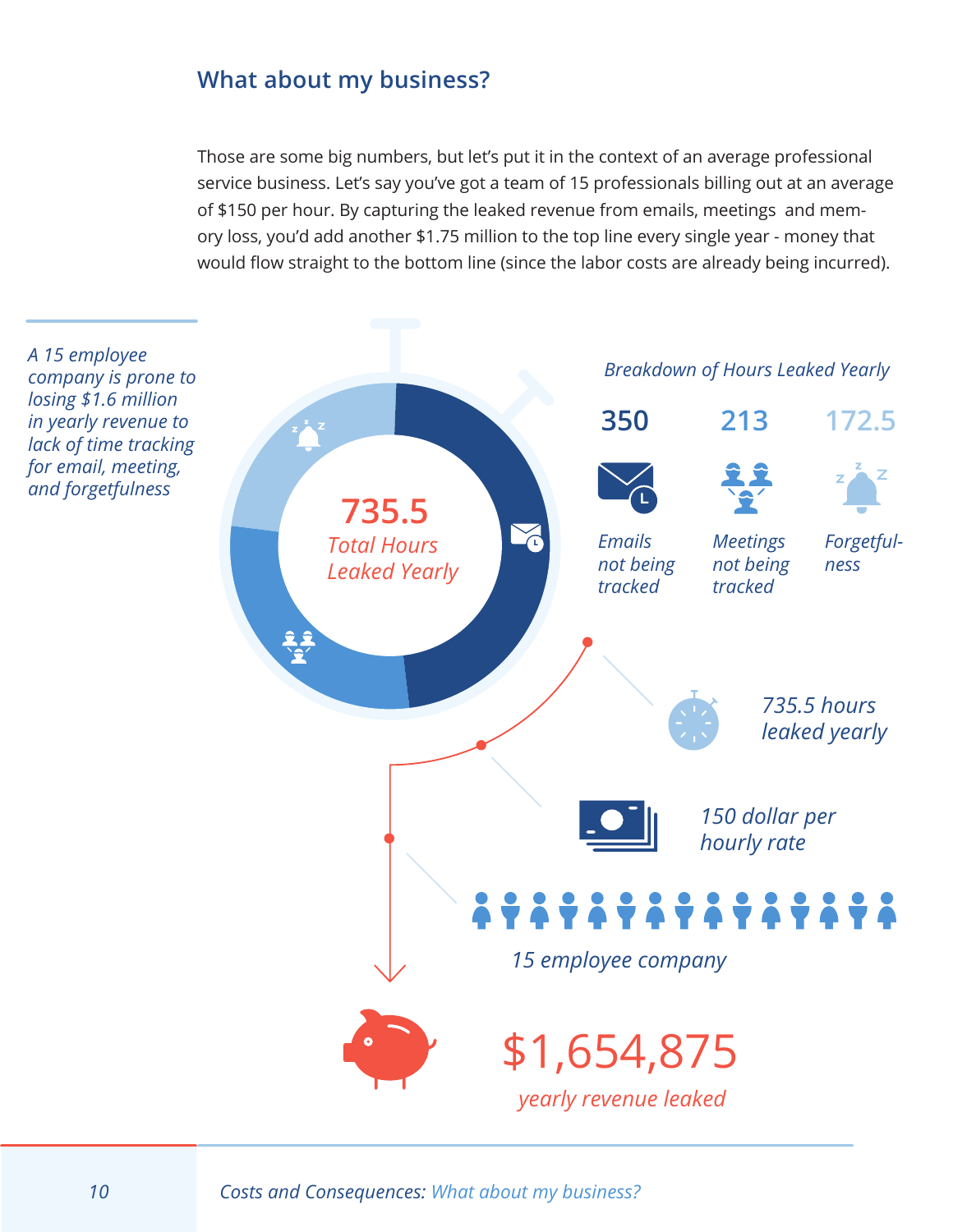## What about my business?

Those are some big numbers, but let's put it in the context of an average professional service business. Let's say you've got a team of 15 professionals billing out at an average of $150 per hour. By capturing the leaked revenue from emails, meetings and memory loss, you'd add another $1.75 million to the top line every single year - money that would flow straight to the bottom line (since the labor costs are already being incurred).

*A 15 employee company is prone to losing $1.6 million in yearly revenue to lack of time tracking for email, meeting, and forgetfulness*

**735.5**
*Total Hours Leaked Yearly*

*Breakdown of Hours Leaked Yearly*

| 350 | 213 | 172.5 |
|---|---|---|
| *Emails not being tracked* | *Meetings not being tracked* | *Forgetfulness* |

*735.5 hours leaked yearly*

*150 dollar per hourly rate*

*15 employee company*

**$1,654,875**
*yearly revenue leaked*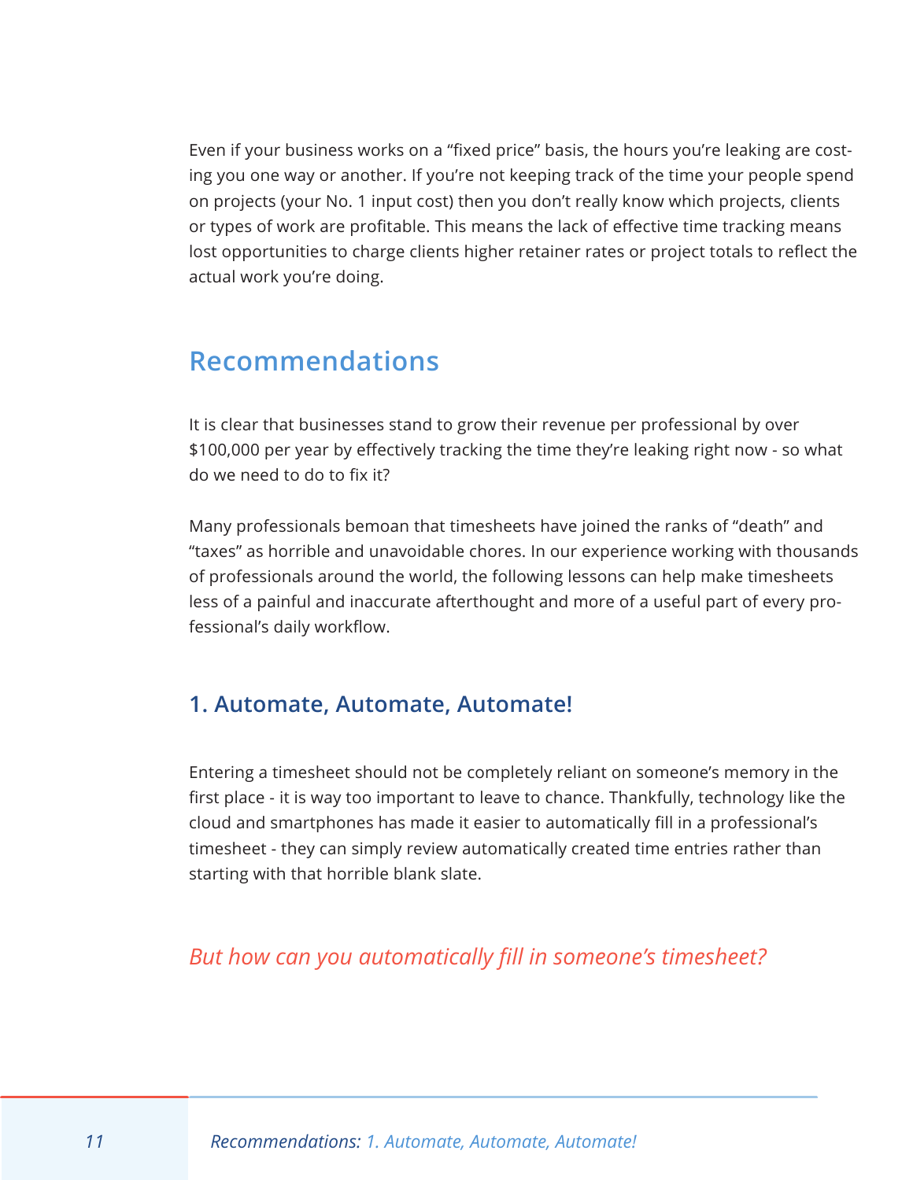Even if your business works on a "fixed price" basis, the hours you're leaking are costing you one way or another. If you're not keeping track of the time your people spend on projects (your No. 1 input cost) then you don't really know which projects, clients or types of work are profitable. This means the lack of effective time tracking means lost opportunities to charge clients higher retainer rates or project totals to reflect the actual work you're doing.

## Recommendations

It is clear that businesses stand to grow their revenue per professional by over $100,000 per year by effectively tracking the time they're leaking right now - so what do we need to do to fix it?

Many professionals bemoan that timesheets have joined the ranks of "death" and "taxes" as horrible and unavoidable chores. In our experience working with thousands of professionals around the world, the following lessons can help make timesheets less of a painful and inaccurate afterthought and more of a useful part of every professional's daily workflow.

### 1. Automate, Automate, Automate!

Entering a timesheet should not be completely reliant on someone's memory in the first place - it is way too important to leave to chance. Thankfully, technology like the cloud and smartphones has made it easier to automatically fill in a professional's timesheet - they can simply review automatically created time entries rather than starting with that horrible blank slate.

*But how can you automatically fill in someone's timesheet?*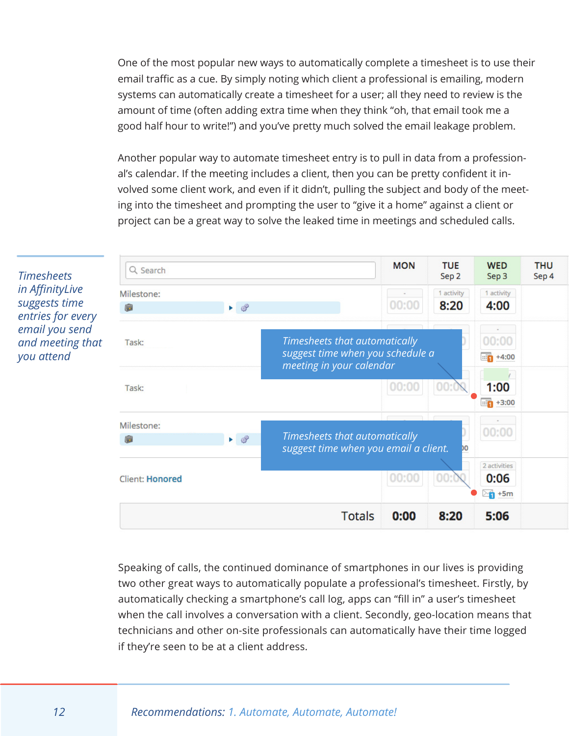One of the most popular new ways to automatically complete a timesheet is to use their email traffic as a cue. By simply noting which client a professional is emailing, modern systems can automatically create a timesheet for a user; all they need to review is the amount of time (often adding extra time when they think "oh, that email took me a good half hour to write!") and you've pretty much solved the email leakage problem.

Another popular way to automate timesheet entry is to pull in data from a professional's calendar. If the meeting includes a client, then you can be pretty confident it involved some client work, and even if it didn't, pulling the subject and body of the meeting into the timesheet and prompting the user to "give it a home" against a client or project can be a great way to solve the leaked time in meetings and scheduled calls.

*Timesheets in AffinityLive suggests time entries for every email you send and meeting that you attend*

| Search | MON | TUE Sep 2 | WED Sep 3 | THU Sep 4 |
|---|---|---|---|---|
| Milestone: | 00:00 | 1 activity 8:20 | 1 activity 4:00 | |
| Task: | | | 00:00 +4:00 | |
| Task: | 00:00 | 00:00 | 1:00 +3:00 | |
| Milestone: | | | 00:00 | |
| Client: Honored | 00:00 | 00:00 | 2 activities 0:06 +5m | |
| Totals | 0:00 | 8:20 | 5:06 | |

*Timesheets that automatically suggest time when you schedule a meeting in your calendar*

*Timesheets that automatically suggest time when you email a client.*

Speaking of calls, the continued dominance of smartphones in our lives is providing two other great ways to automatically populate a professional's timesheet. Firstly, by automatically checking a smartphone's call log, apps can "fill in" a user's timesheet when the call involves a conversation with a client. Secondly, geo-location means that technicians and other on-site professionals can automatically have their time logged if they're seen to be at a client address.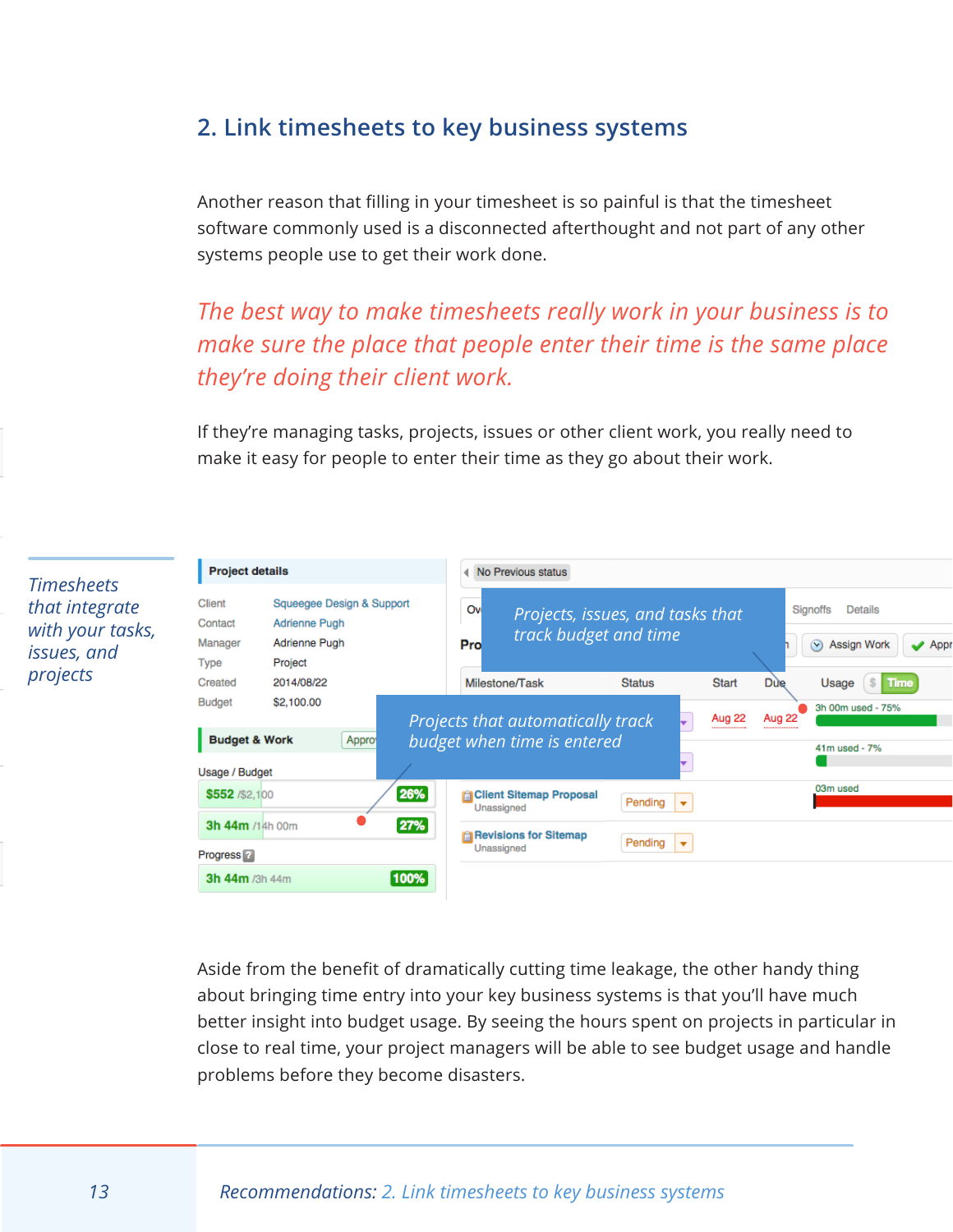## 2. Link timesheets to key business systems

Another reason that filling in your timesheet is so painful is that the timesheet software commonly used is a disconnected afterthought and not part of any other systems people use to get their work done.

*The best way to make timesheets really work in your business is to make sure the place that people enter their time is the same place they're doing their client work.*

If they're managing tasks, projects, issues or other client work, you really need to make it easy for people to enter their time as they go about their work.

*Timesheets that integrate with your tasks, issues, and projects*

*Projects, issues, and tasks that track budget and time*

*Projects that automatically track budget when time is entered*

Aside from the benefit of dramatically cutting time leakage, the other handy thing about bringing time entry into your key business systems is that you'll have much better insight into budget usage. By seeing the hours spent on projects in particular in close to real time, your project managers will be able to see budget usage and handle problems before they become disasters.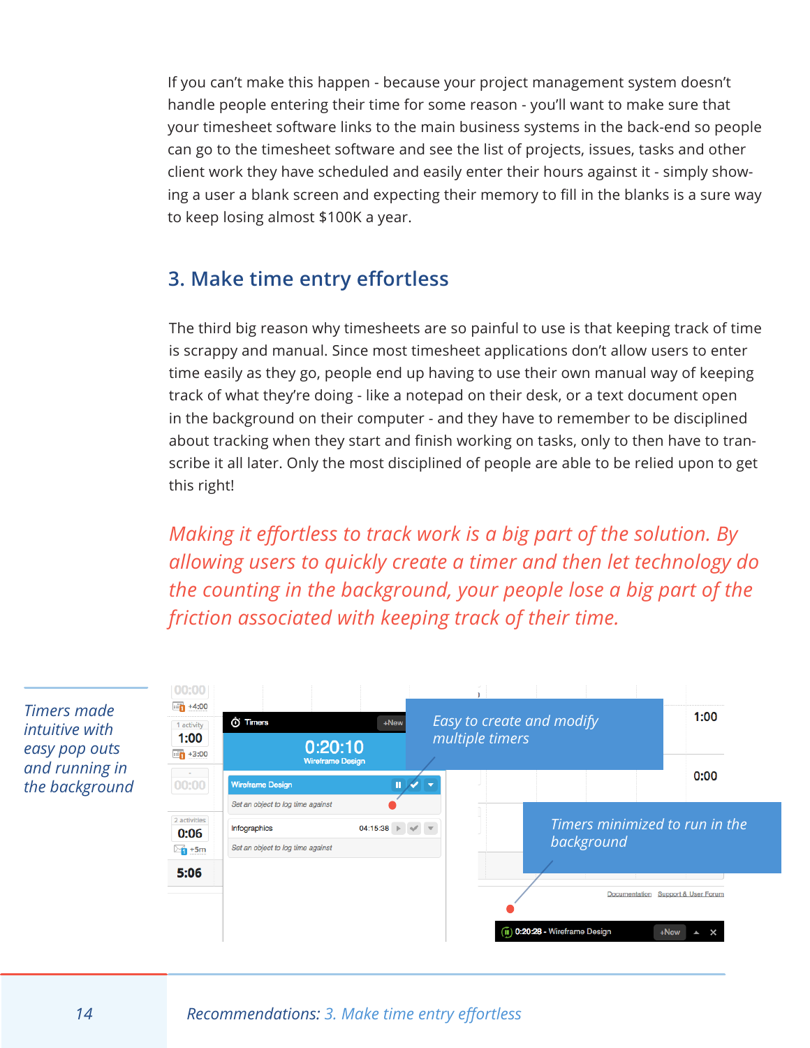If you can't make this happen - because your project management system doesn't handle people entering their time for some reason - you'll want to make sure that your timesheet software links to the main business systems in the back-end so people can go to the timesheet software and see the list of projects, issues, tasks and other client work they have scheduled and easily enter their hours against it - simply showing a user a blank screen and expecting their memory to fill in the blanks is a sure way to keep losing almost $100K a year.

## 3. Make time entry effortless

The third big reason why timesheets are so painful to use is that keeping track of time is scrappy and manual. Since most timesheet applications don't allow users to enter time easily as they go, people end up having to use their own manual way of keeping track of what they're doing - like a notepad on their desk, or a text document open in the background on their computer - and they have to remember to be disciplined about tracking when they start and finish working on tasks, only to then have to transcribe it all later. Only the most disciplined of people are able to be relied upon to get this right!

*Making it effortless to track work is a big part of the solution. By allowing users to quickly create a timer and then let technology do the counting in the background, your people lose a big part of the friction associated with keeping track of their time.*

*Timers made intuitive with easy pop outs and running in the background*

*Easy to create and modify multiple timers*

*Timers minimized to run in the background*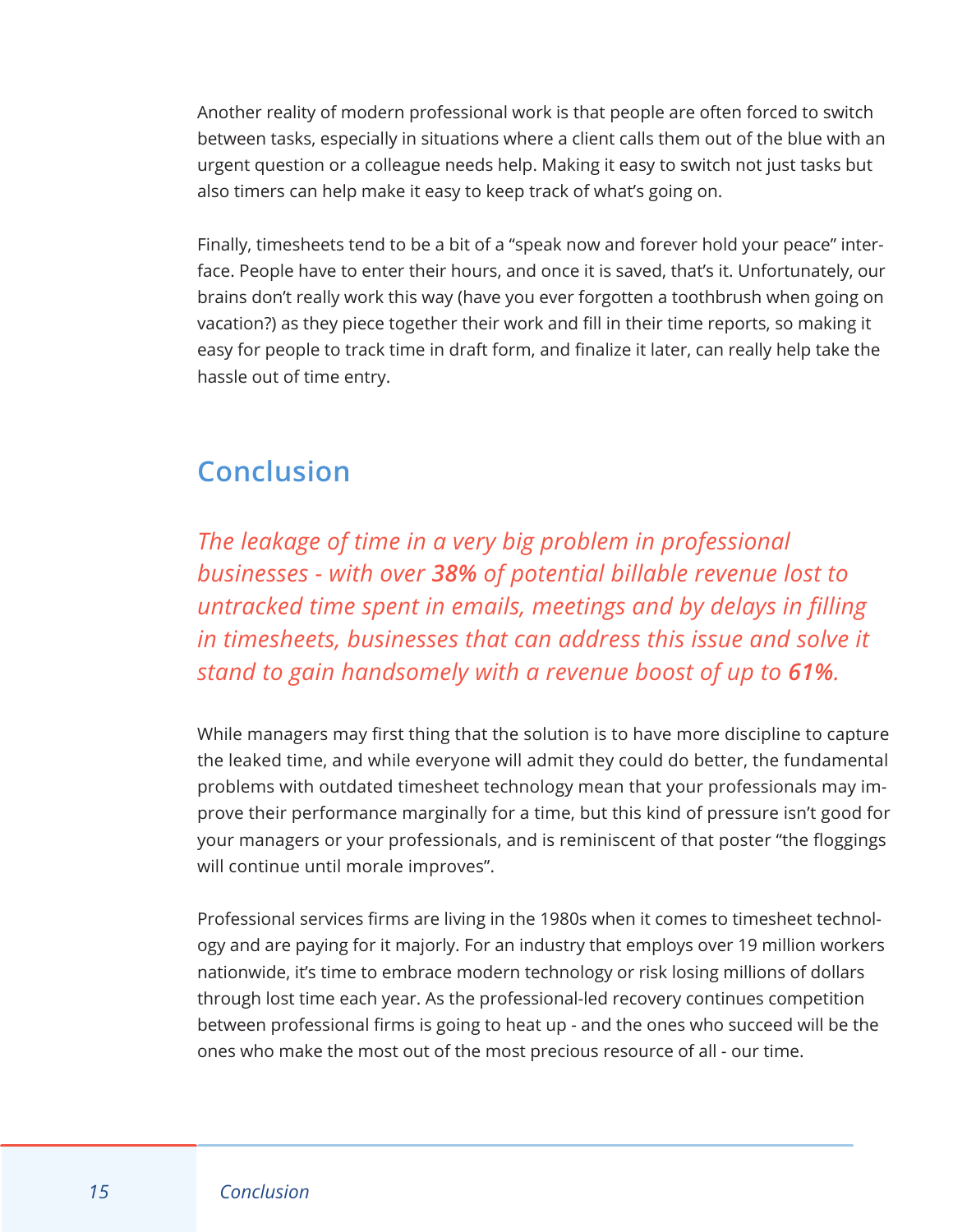Another reality of modern professional work is that people are often forced to switch between tasks, especially in situations where a client calls them out of the blue with an urgent question or a colleague needs help. Making it easy to switch not just tasks but also timers can help make it easy to keep track of what's going on.

Finally, timesheets tend to be a bit of a "speak now and forever hold your peace" interface. People have to enter their hours, and once it is saved, that's it. Unfortunately, our brains don't really work this way (have you ever forgotten a toothbrush when going on vacation?) as they piece together their work and fill in their time reports, so making it easy for people to track time in draft form, and finalize it later, can really help take the hassle out of time entry.

## Conclusion

*The leakage of time in a very big problem in professional businesses - with over **38%** of potential billable revenue lost to untracked time spent in emails, meetings and by delays in filling in timesheets, businesses that can address this issue and solve it stand to gain handsomely with a revenue boost of up to **61%**.*

While managers may first thing that the solution is to have more discipline to capture the leaked time, and while everyone will admit they could do better, the fundamental problems with outdated timesheet technology mean that your professionals may improve their performance marginally for a time, but this kind of pressure isn't good for your managers or your professionals, and is reminiscent of that poster "the floggings will continue until morale improves".

Professional services firms are living in the 1980s when it comes to timesheet technology and are paying for it majorly. For an industry that employs over 19 million workers nationwide, it's time to embrace modern technology or risk losing millions of dollars through lost time each year. As the professional-led recovery continues competition between professional firms is going to heat up - and the ones who succeed will be the ones who make the most out of the most precious resource of all - our time.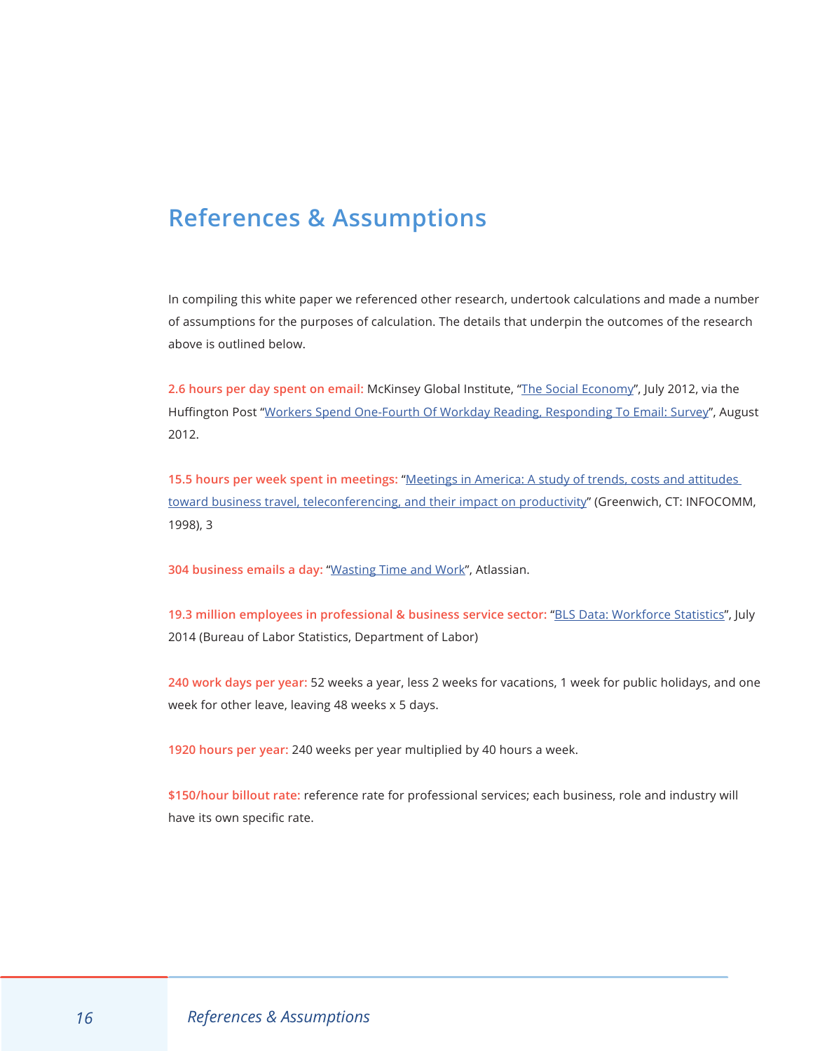# References & Assumptions

In compiling this white paper we referenced other research, undertook calculations and made a number of assumptions for the purposes of calculation. The details that underpin the outcomes of the research above is outlined below.

**2.6 hours per day spent on email:** McKinsey Global Institute, "The Social Economy", July 2012, via the Huffington Post "Workers Spend One-Fourth Of Workday Reading, Responding To Email: Survey", August 2012.

**15.5 hours per week spent in meetings:** "Meetings in America: A study of trends, costs and attitudes toward business travel, teleconferencing, and their impact on productivity" (Greenwich, CT: INFOCOMM, 1998), 3

**304 business emails a day:** "Wasting Time and Work", Atlassian.

**19.3 million employees in professional & business service sector:** "BLS Data: Workforce Statistics", July 2014 (Bureau of Labor Statistics, Department of Labor)

**240 work days per year:** 52 weeks a year, less 2 weeks for vacations, 1 week for public holidays, and one week for other leave, leaving 48 weeks x 5 days.

**1920 hours per year:** 240 weeks per year multiplied by 40 hours a week.

**$150/hour billout rate:** reference rate for professional services; each business, role and industry will have its own specific rate.